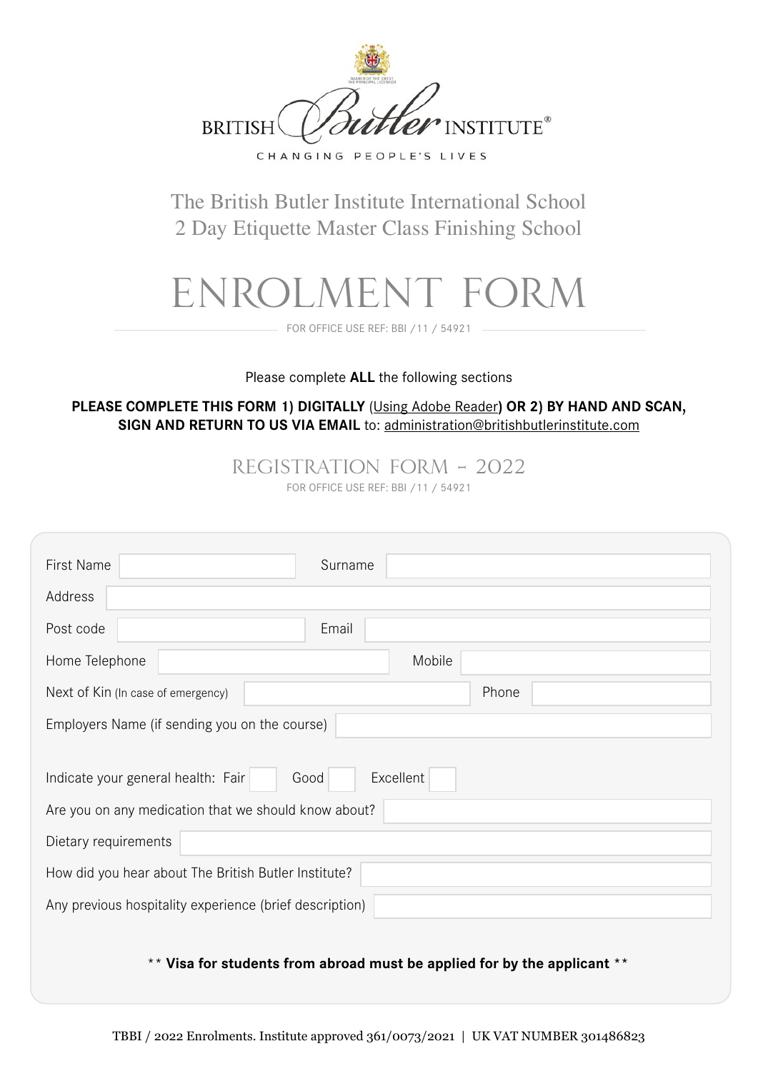BRITISH Butler INSTITUTE®

CHANGING PEOPLE'S LIVES

## The British Butler Institute International School
## 2 Day Etiquette Master Class Finishing School

# ENROLMENT FORM

FOR OFFICE USE REF: BBI /11 / 54921

Please complete **ALL** the following sections

**PLEASE COMPLETE THIS FORM 1) DIGITALLY** (Using Adobe Reader) **OR 2) BY HAND AND SCAN, SIGN AND RETURN TO US VIA EMAIL** to: administration@britishbutlerinstitute.com

## REGISTRATION FORM - 2022

FOR OFFICE USE REF: BBI /11 / 54921

First Name ______________ Surname ______________

Address ______________

Post code ______________ Email ______________

Home Telephone ______________ Mobile ______________

Next of Kin (In case of emergency) ______________ Phone ______________

Employers Name (if sending you on the course) ______________

Indicate your general health: Fair ☐ Good ☐ Excellent ☐

Are you on any medication that we should know about? ______________

Dietary requirements ______________

How did you hear about The British Butler Institute? ______________

Any previous hospitality experience (brief description) ______________

\*\* **Visa for students from abroad must be applied for by the applicant** \*\*

TBBI / 2022 Enrolments. Institute approved 361/0073/2021 | UK VAT NUMBER 301486823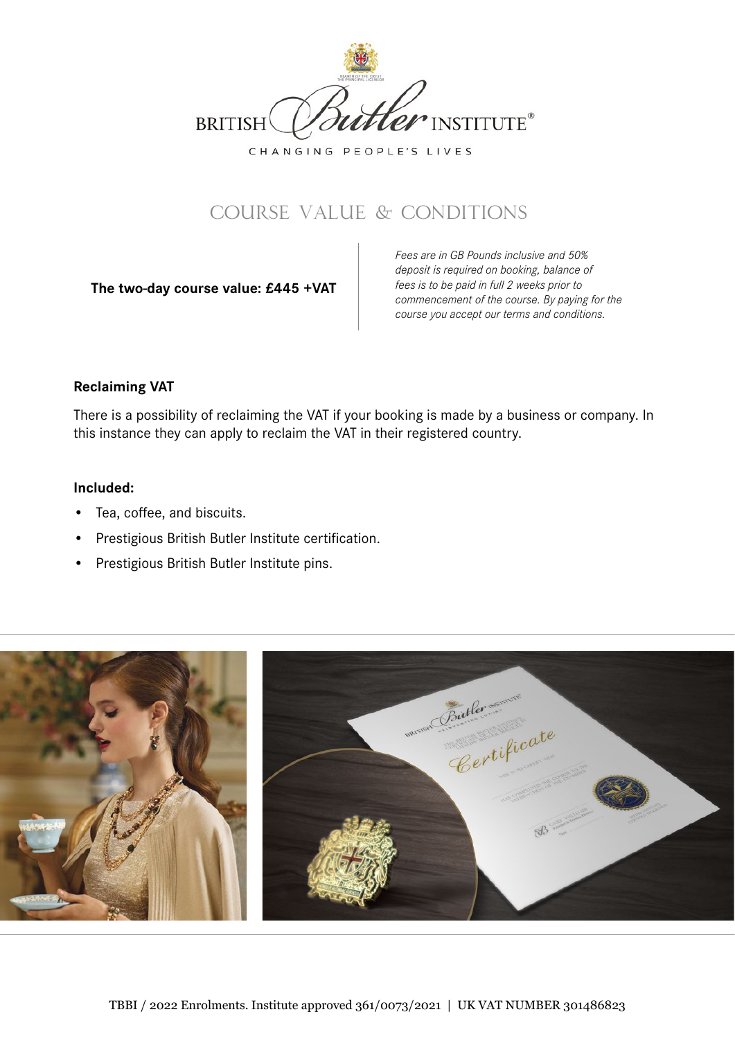# COURSE VALUE & CONDITIONS

**The two-day course value: £445 +VAT**

*Fees are in GB Pounds inclusive and 50% deposit is required on booking, balance of fees is to be paid in full 2 weeks prior to commencement of the course. By paying for the course you accept our terms and conditions.*

### Reclaiming VAT

There is a possibility of reclaiming the VAT if your booking is made by a business or company. In this instance they can apply to reclaim the VAT in their registered country.

### Included:

- Tea, coffee, and biscuits.
- Prestigious British Butler Institute certification.
- Prestigious British Butler Institute pins.

TBBI / 2022 Enrolments. Institute approved 361/0073/2021 | UK VAT NUMBER 301486823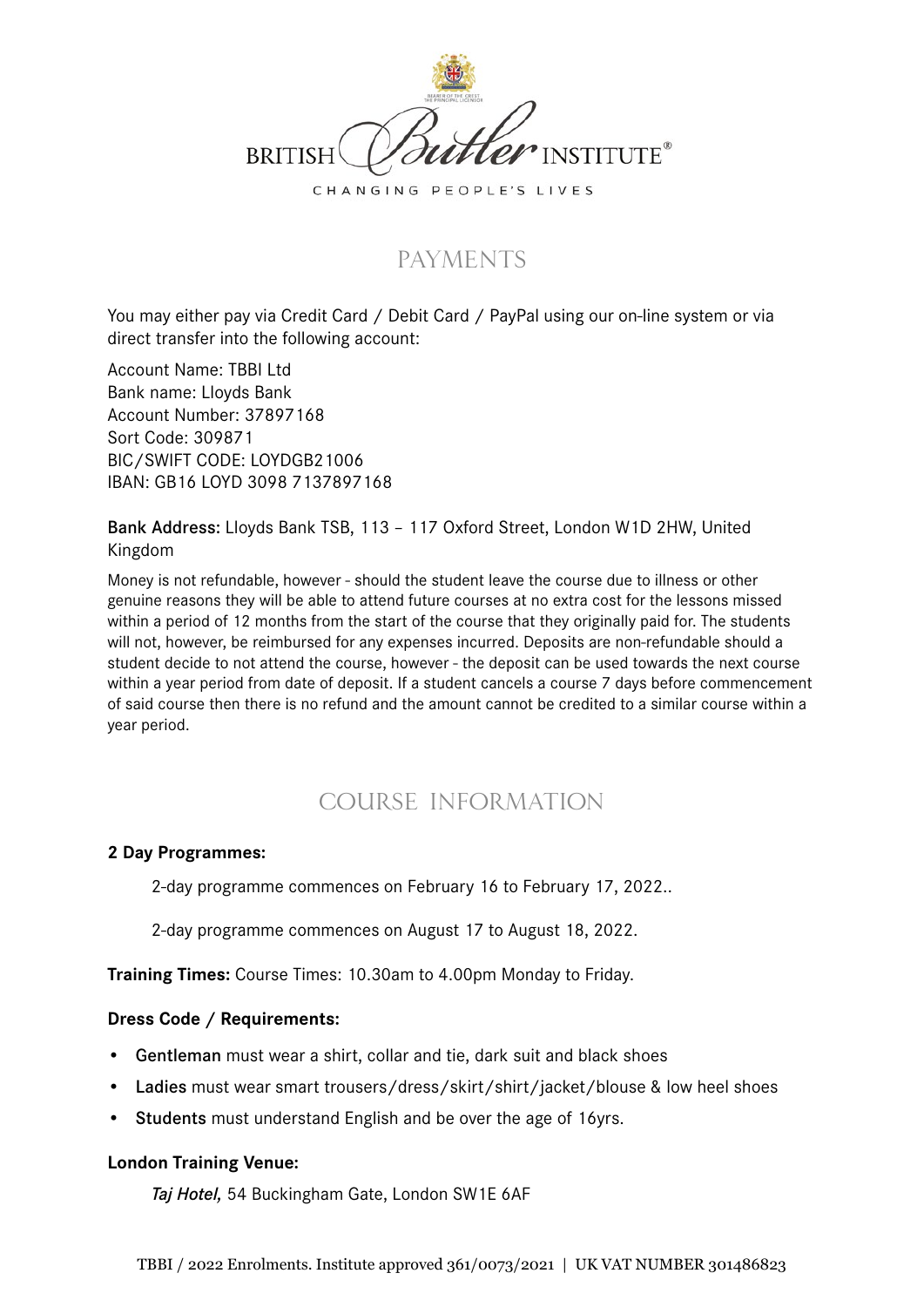# PAYMENTS

You may either pay via Credit Card / Debit Card / PayPal using our on-line system or via direct transfer into the following account:

Account Name: TBBI Ltd
Bank name: Lloyds Bank
Account Number: 37897168
Sort Code: 309871
BIC/SWIFT CODE: LOYDGB21006
IBAN: GB16 LOYD 3098 7137897168

**Bank Address:** Lloyds Bank TSB, 113 – 117 Oxford Street, London W1D 2HW, United Kingdom

Money is not refundable, however - should the student leave the course due to illness or other genuine reasons they will be able to attend future courses at no extra cost for the lessons missed within a period of 12 months from the start of the course that they originally paid for. The students will not, however, be reimbursed for any expenses incurred. Deposits are non-refundable should a student decide to not attend the course, however - the deposit can be used towards the next course within a year period from date of deposit. If a student cancels a course 7 days before commencement of said course then there is no refund and the amount cannot be credited to a similar course within a year period.

# COURSE INFORMATION

**2 Day Programmes:**

2-day programme commences on February 16 to February 17, 2022..

2-day programme commences on August 17 to August 18, 2022.

**Training Times:** Course Times: 10.30am to 4.00pm Monday to Friday.

**Dress Code / Requirements:**

- **Gentleman** must wear a shirt, collar and tie, dark suit and black shoes
- **Ladies** must wear smart trousers/dress/skirt/shirt/jacket/blouse & low heel shoes
- **Students** must understand English and be over the age of 16yrs.

**London Training Venue:**

*Taj Hotel,* 54 Buckingham Gate, London SW1E 6AF

TBBI / 2022 Enrolments. Institute approved 361/0073/2021 | UK VAT NUMBER 301486823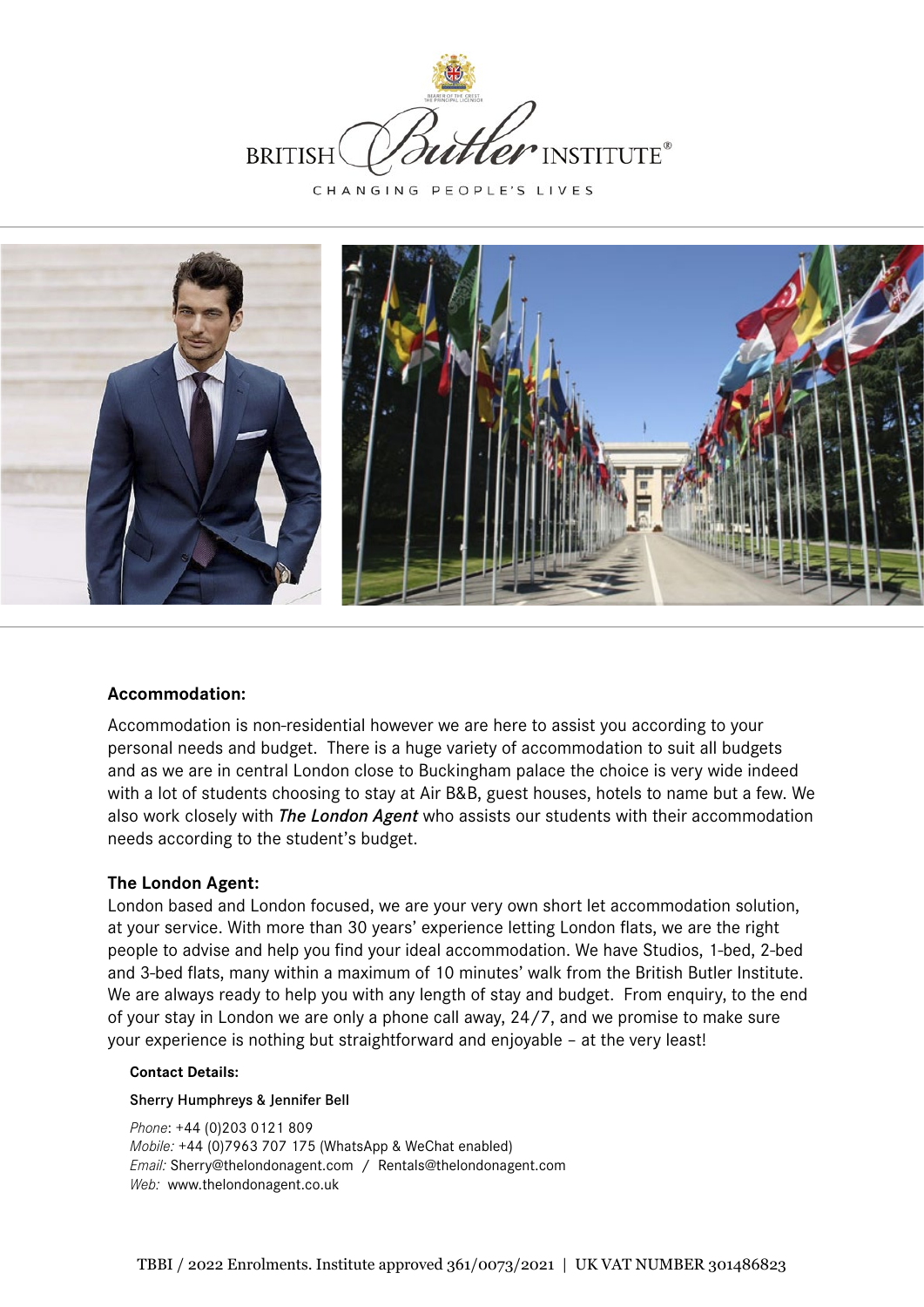BRITISH Butler INSTITUTE®

CHANGING PEOPLE'S LIVES

**Accommodation:**

Accommodation is non-residential however we are here to assist you according to your personal needs and budget. There is a huge variety of accommodation to suit all budgets and as we are in central London close to Buckingham palace the choice is very wide indeed with a lot of students choosing to stay at Air B&B, guest houses, hotels to name but a few. We also work closely with ***The London Agent*** who assists our students with their accommodation needs according to the student's budget.

**The London Agent:**

London based and London focused, we are your very own short let accommodation solution, at your service. With more than 30 years' experience letting London flats, we are the right people to advise and help you find your ideal accommodation. We have Studios, 1-bed, 2-bed and 3-bed flats, many within a maximum of 10 minutes' walk from the British Butler Institute. We are always ready to help you with any length of stay and budget. From enquiry, to the end of your stay in London we are only a phone call away, 24/7, and we promise to make sure your experience is nothing but straightforward and enjoyable – at the very least!

**Contact Details:**

Sherry Humphreys & Jennifer Bell

*Phone*: +44 (0)203 0121 809
*Mobile:* +44 (0)7963 707 175 (WhatsApp & WeChat enabled)
*Email:* Sherry@thelondonagent.com / Rentals@thelondonagent.com
*Web:* www.thelondonagent.co.uk

TBBI / 2022 Enrolments. Institute approved 361/0073/2021 | UK VAT NUMBER 301486823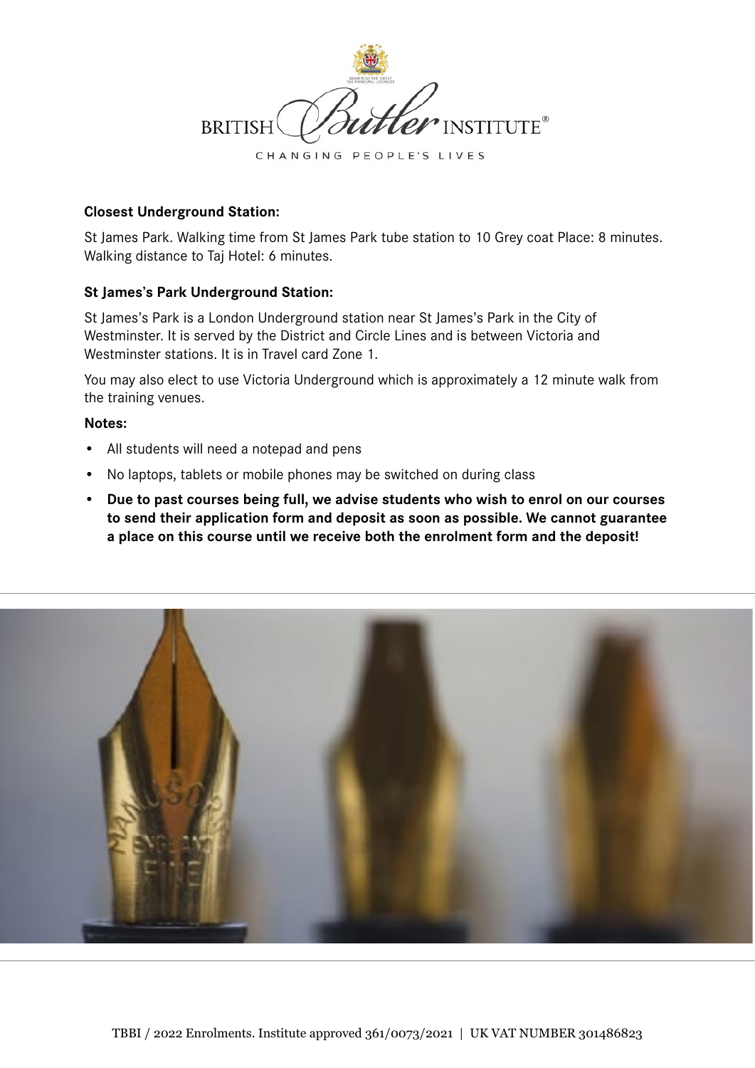**Closest Underground Station:**

St James Park. Walking time from St James Park tube station to 10 Grey coat Place: 8 minutes. Walking distance to Taj Hotel: 6 minutes.

**St James's Park Underground Station:**

St James's Park is a London Underground station near St James's Park in the City of Westminster. It is served by the District and Circle Lines and is between Victoria and Westminster stations. It is in Travel card Zone 1.

You may also elect to use Victoria Underground which is approximately a 12 minute walk from the training venues.

**Notes:**

- All students will need a notepad and pens
- No laptops, tablets or mobile phones may be switched on during class
- **Due to past courses being full, we advise students who wish to enrol on our courses to send their application form and deposit as soon as possible. We cannot guarantee a place on this course until we receive both the enrolment form and the deposit!**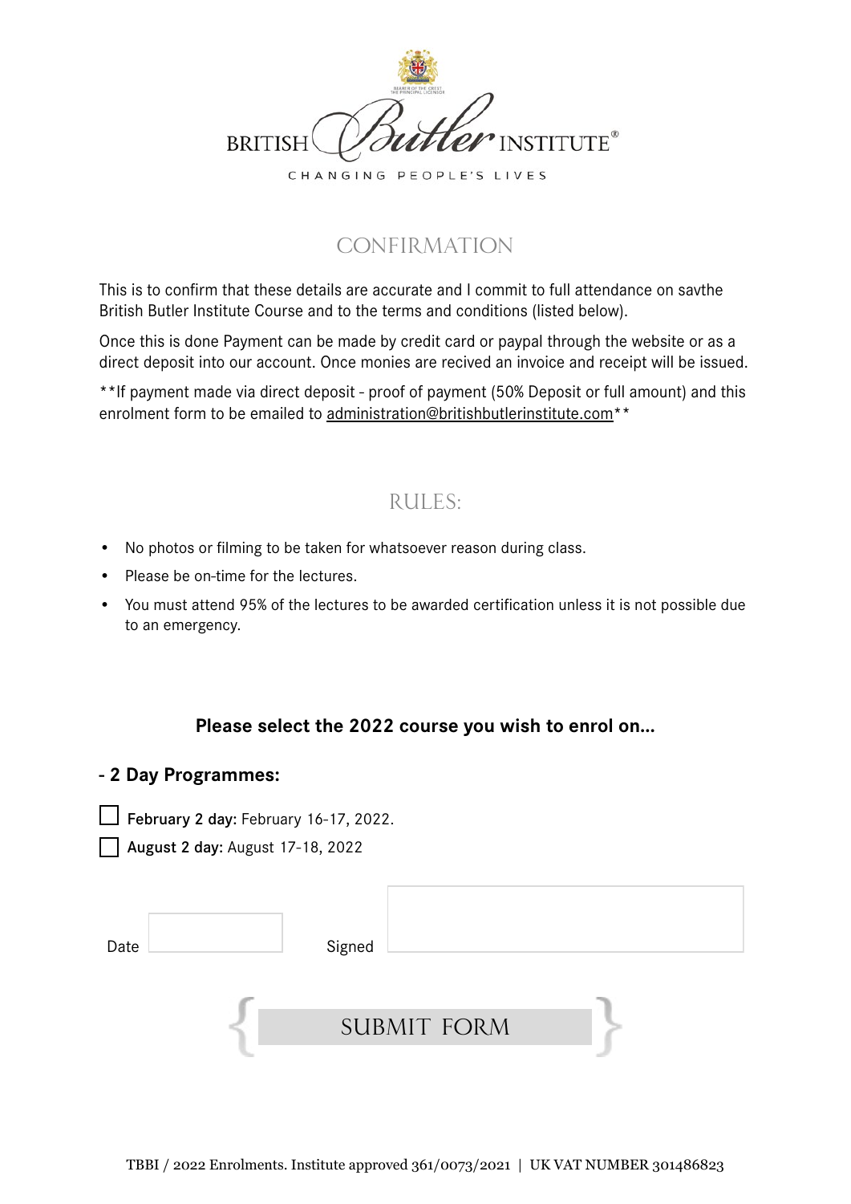BRITISH *Butler* INSTITUTE®

CHANGING PEOPLE'S LIVES

## CONFIRMATION

This is to confirm that these details are accurate and I commit to full attendance on savthe British Butler Institute Course and to the terms and conditions (listed below).

Once this is done Payment can be made by credit card or paypal through the website or as a direct deposit into our account. Once monies are recived an invoice and receipt will be issued.

**If payment made via direct deposit - proof of payment (50% Deposit or full amount) and this enrolment form to be emailed to administration@britishbutlerinstitute.com**

## RULES:

- No photos or filming to be taken for whatsoever reason during class.
- Please be on-time for the lectures.
- You must attend 95% of the lectures to be awarded certification unless it is not possible due to an emergency.

**Please select the 2022 course you wish to enrol on...**

**- 2 Day Programmes:**

☐ **February 2 day:** February 16-17, 2022.

☐ **August 2 day:** August 17-18, 2022

Date ____________ Signed ____________________

SUBMIT FORM

TBBI / 2022 Enrolments. Institute approved 361/0073/2021 | UK VAT NUMBER 301486823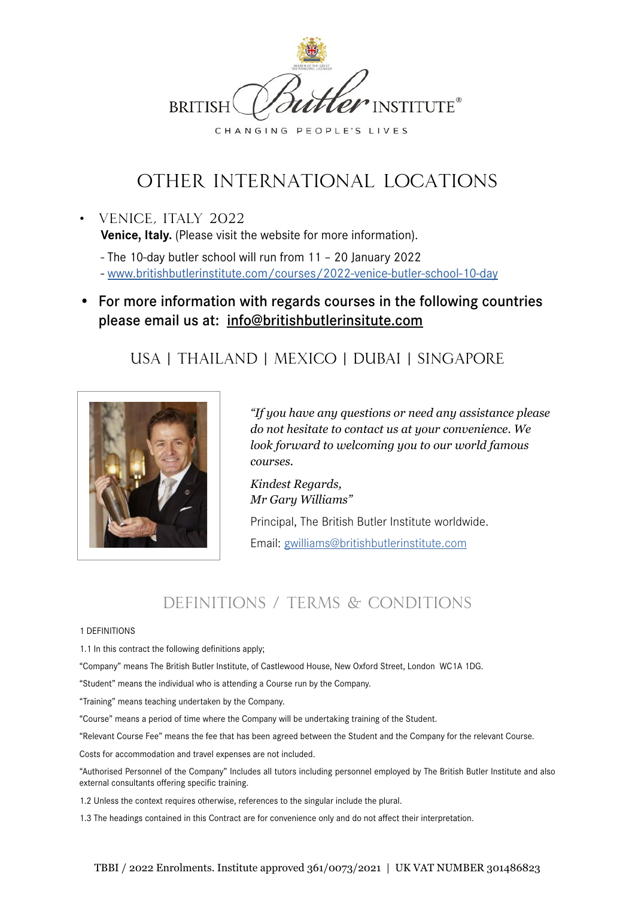BRITISH Butler INSTITUTE®

CHANGING PEOPLE'S LIVES

# OTHER INTERNATIONAL LOCATIONS

- VENICE, ITALY 2022

  **Venice, Italy.** (Please visit the website for more information).

  - The 10-day butler school will run from 11 – 20 January 2022
  - www.britishbutlerinstitute.com/courses/2022-venice-butler-school-10-day

- **For more information with regards courses in the following countries please email us at: info@britishbutlerinsitute.com**

## USA | THAILAND | MEXICO | DUBAI | SINGAPORE

*"If you have any questions or need any assistance please do not hesitate to contact us at your convenience. We look forward to welcoming you to our world famous courses.*

*Kindest Regards,*
*Mr Gary Williams"*

Principal, The British Butler Institute worldwide.

Email: gwilliams@britishbutlerinstitute.com

## DEFINITIONS / TERMS & CONDITIONS

1 DEFINITIONS

1.1 In this contract the following definitions apply;

"Company" means The British Butler Institute, of Castlewood House, New Oxford Street, London WC1A 1DG.

"Student" means the individual who is attending a Course run by the Company.

"Training" means teaching undertaken by the Company.

"Course" means a period of time where the Company will be undertaking training of the Student.

"Relevant Course Fee" means the fee that has been agreed between the Student and the Company for the relevant Course.

Costs for accommodation and travel expenses are not included.

"Authorised Personnel of the Company" Includes all tutors including personnel employed by The British Butler Institute and also external consultants offering specific training.

1.2 Unless the context requires otherwise, references to the singular include the plural.

1.3 The headings contained in this Contract are for convenience only and do not affect their interpretation.

TBBI / 2022 Enrolments. Institute approved 361/0073/2021 | UK VAT NUMBER 301486823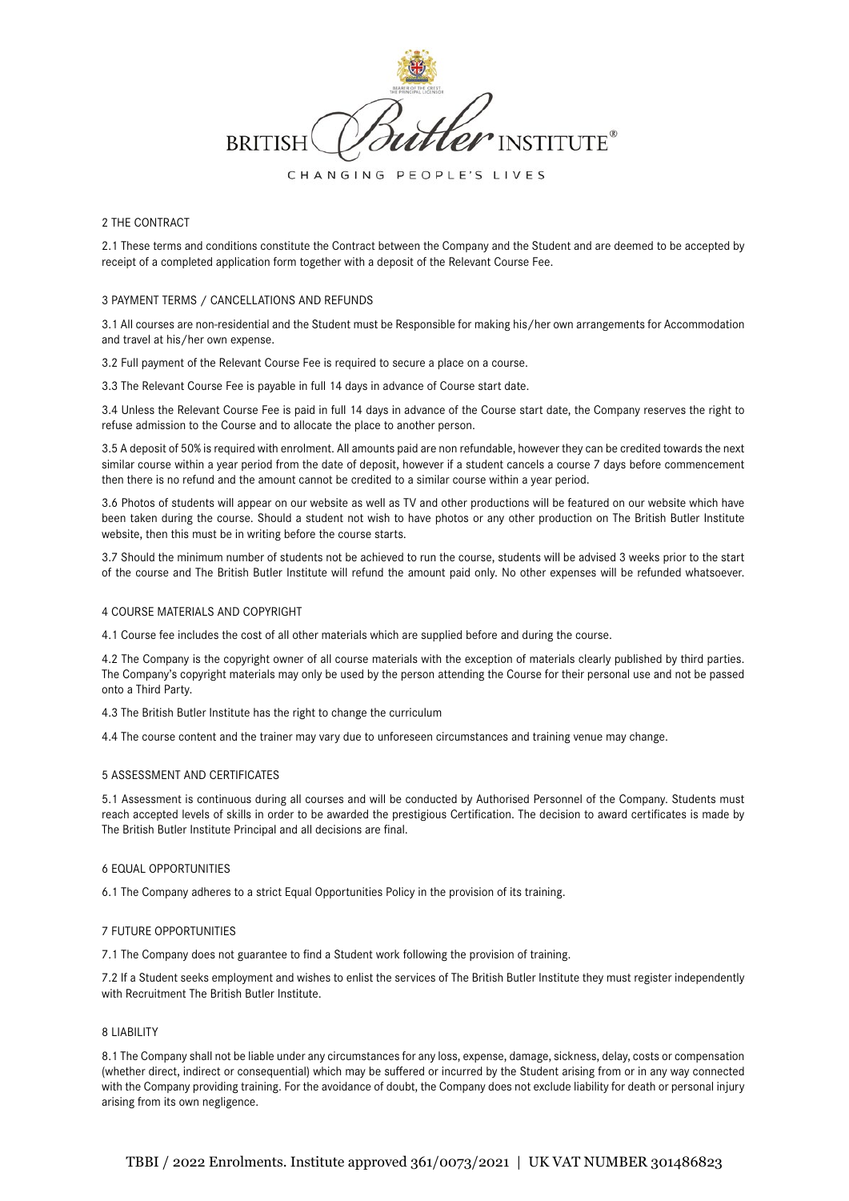## 2 THE CONTRACT

2.1 These terms and conditions constitute the Contract between the Company and the Student and are deemed to be accepted by receipt of a completed application form together with a deposit of the Relevant Course Fee.

## 3 PAYMENT TERMS / CANCELLATIONS AND REFUNDS

3.1 All courses are non-residential and the Student must be Responsible for making his/her own arrangements for Accommodation and travel at his/her own expense.

3.2 Full payment of the Relevant Course Fee is required to secure a place on a course.

3.3 The Relevant Course Fee is payable in full 14 days in advance of Course start date.

3.4 Unless the Relevant Course Fee is paid in full 14 days in advance of the Course start date, the Company reserves the right to refuse admission to the Course and to allocate the place to another person.

3.5 A deposit of 50% is required with enrolment. All amounts paid are non refundable, however they can be credited towards the next similar course within a year period from the date of deposit, however if a student cancels a course 7 days before commencement then there is no refund and the amount cannot be credited to a similar course within a year period.

3.6 Photos of students will appear on our website as well as TV and other productions will be featured on our website which have been taken during the course. Should a student not wish to have photos or any other production on The British Butler Institute website, then this must be in writing before the course starts.

3.7 Should the minimum number of students not be achieved to run the course, students will be advised 3 weeks prior to the start of the course and The British Butler Institute will refund the amount paid only. No other expenses will be refunded whatsoever.

## 4 COURSE MATERIALS AND COPYRIGHT

4.1 Course fee includes the cost of all other materials which are supplied before and during the course.

4.2 The Company is the copyright owner of all course materials with the exception of materials clearly published by third parties. The Company's copyright materials may only be used by the person attending the Course for their personal use and not be passed onto a Third Party.

4.3 The British Butler Institute has the right to change the curriculum

4.4 The course content and the trainer may vary due to unforeseen circumstances and training venue may change.

## 5 ASSESSMENT AND CERTIFICATES

5.1 Assessment is continuous during all courses and will be conducted by Authorised Personnel of the Company. Students must reach accepted levels of skills in order to be awarded the prestigious Certification. The decision to award certificates is made by The British Butler Institute Principal and all decisions are final.

## 6 EQUAL OPPORTUNITIES

6.1 The Company adheres to a strict Equal Opportunities Policy in the provision of its training.

## 7 FUTURE OPPORTUNITIES

7.1 The Company does not guarantee to find a Student work following the provision of training.

7.2 If a Student seeks employment and wishes to enlist the services of The British Butler Institute they must register independently with Recruitment The British Butler Institute.

## 8 LIABILITY

8.1 The Company shall not be liable under any circumstances for any loss, expense, damage, sickness, delay, costs or compensation (whether direct, indirect or consequential) which may be suffered or incurred by the Student arising from or in any way connected with the Company providing training. For the avoidance of doubt, the Company does not exclude liability for death or personal injury arising from its own negligence.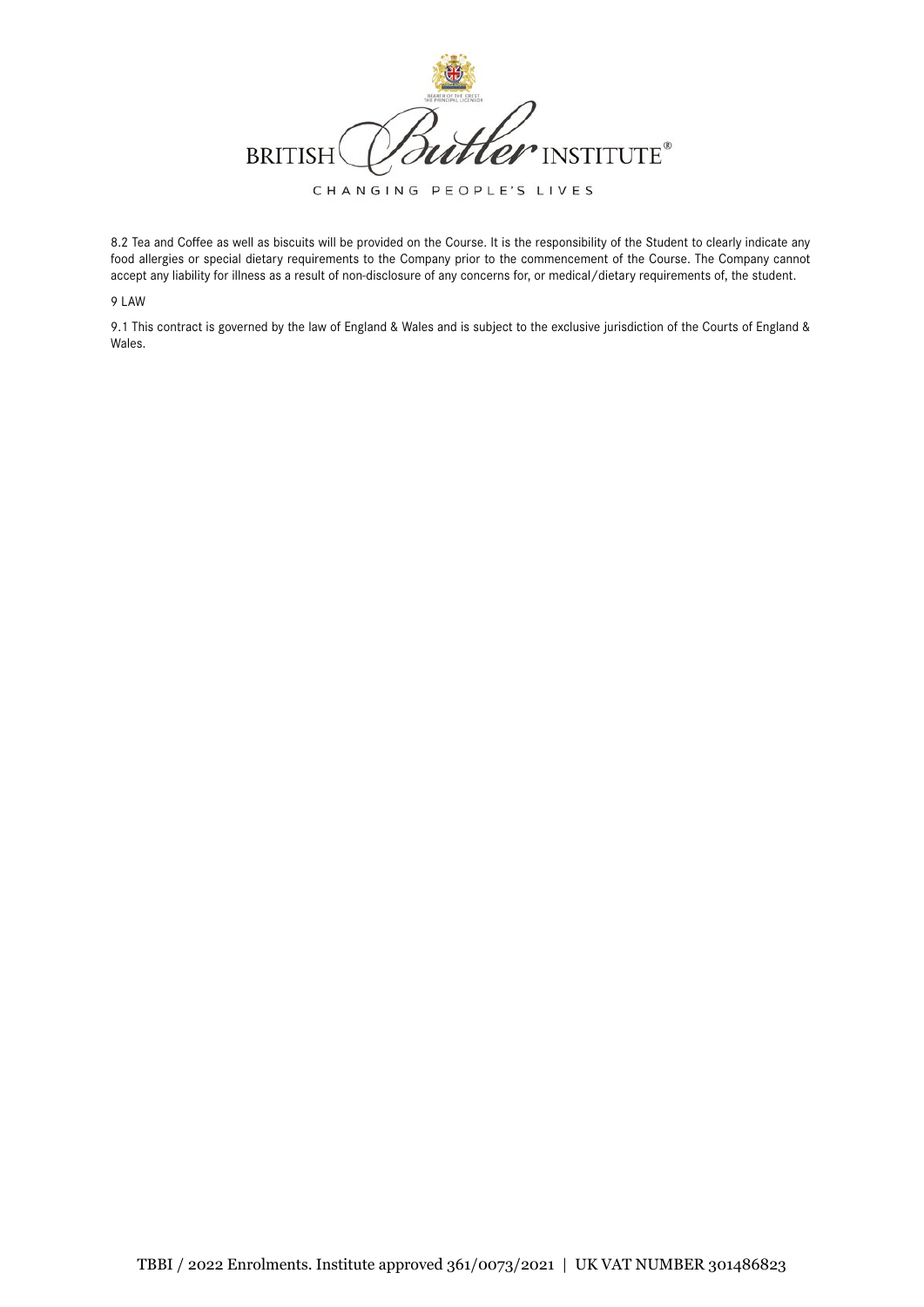8.2 Tea and Coffee as well as biscuits will be provided on the Course. It is the responsibility of the Student to clearly indicate any food allergies or special dietary requirements to the Company prior to the commencement of the Course. The Company cannot accept any liability for illness as a result of non-disclosure of any concerns for, or medical/dietary requirements of, the student.

## 9 LAW

9.1 This contract is governed by the law of England & Wales and is subject to the exclusive jurisdiction of the Courts of England & Wales.